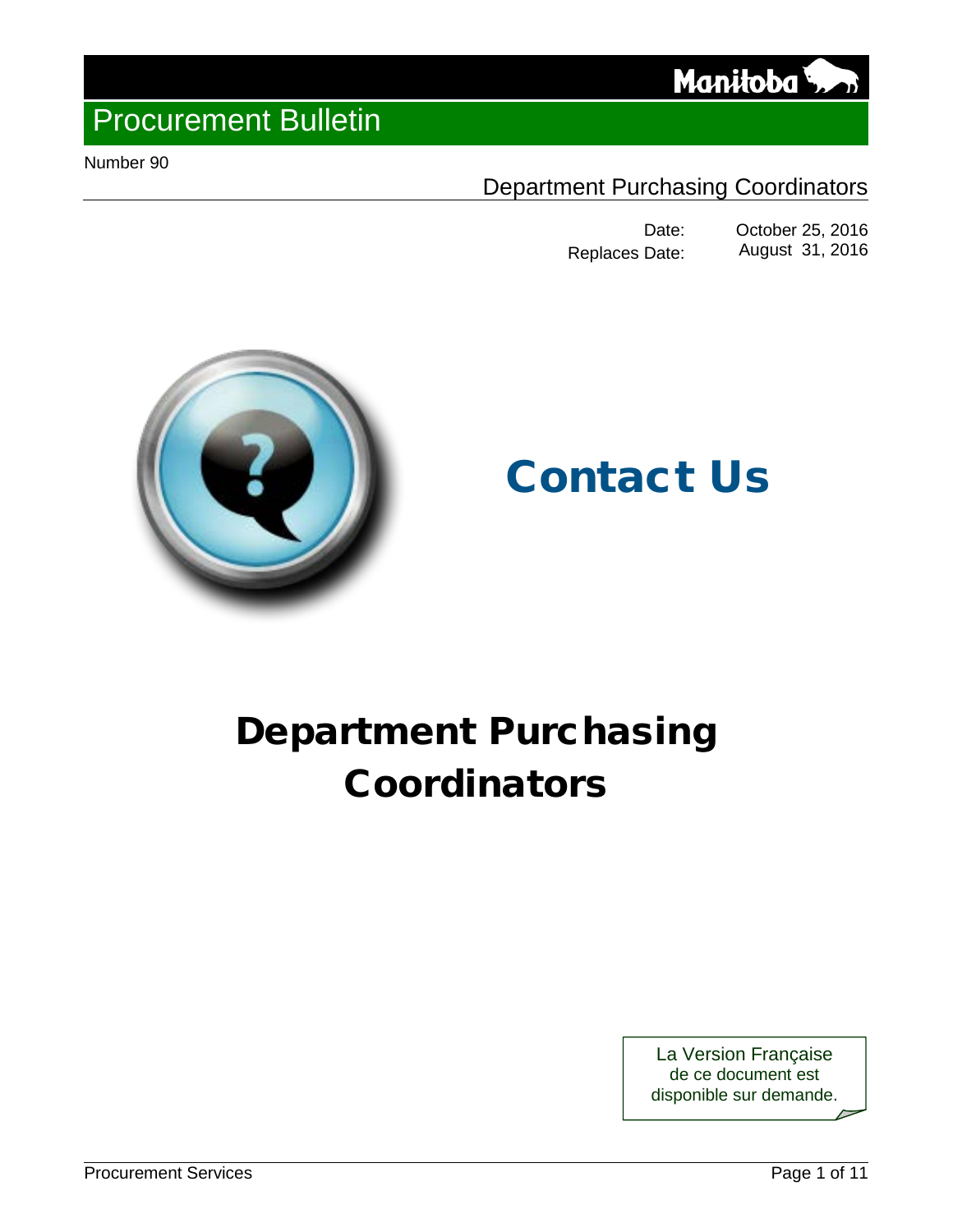Manitoba

# Procurement Bulletin

Number 90

Department Purchasing Coordinators

Date: October 25, 2016
Replaces Date: August 31, 2016

## Contact Us

# Department Purchasing Coordinators

La Version Française de ce document est disponible sur demande.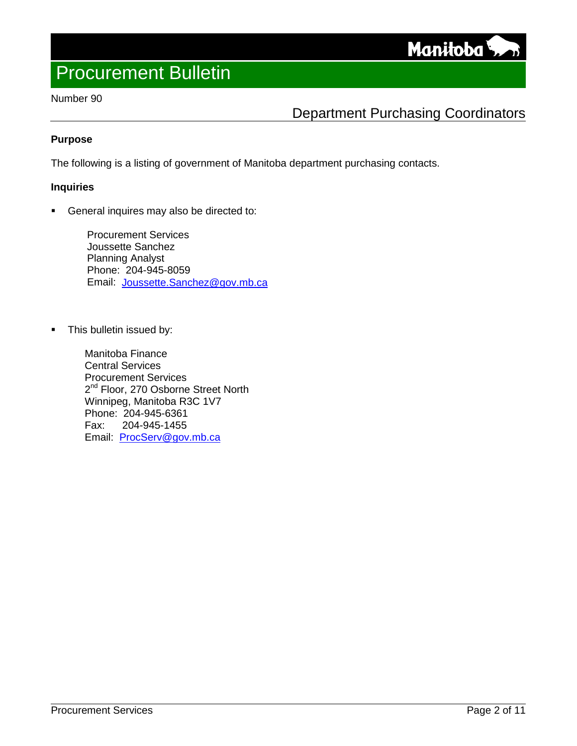# Procurement Bulletin

Number 90

## Department Purchasing Coordinators

**Purpose**

The following is a listing of government of Manitoba department purchasing contacts.

**Inquiries**

- General inquires may also be directed to:

  Procurement Services
  Joussette Sanchez
  Planning Analyst
  Phone: 204-945-8059
  Email: Joussette.Sanchez@gov.mb.ca

- This bulletin issued by:

  Manitoba Finance
  Central Services
  Procurement Services
  2nd Floor, 270 Osborne Street North
  Winnipeg, Manitoba R3C 1V7
  Phone: 204-945-6361
  Fax: 204-945-1455
  Email: ProcServ@gov.mb.ca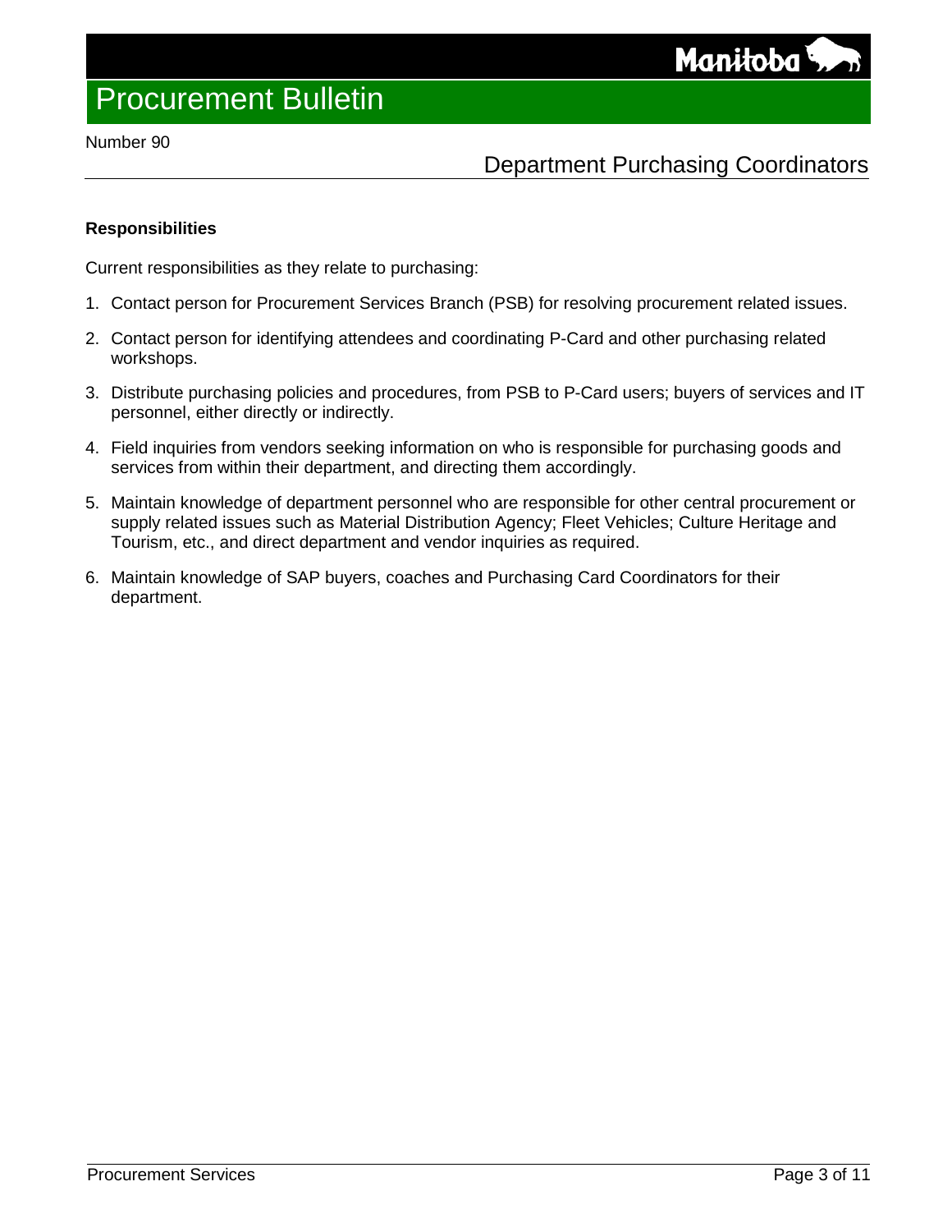### Responsibilities

Current responsibilities as they relate to purchasing:

1. Contact person for Procurement Services Branch (PSB) for resolving procurement related issues.
2. Contact person for identifying attendees and coordinating P-Card and other purchasing related workshops.
3. Distribute purchasing policies and procedures, from PSB to P-Card users; buyers of services and IT personnel, either directly or indirectly.
4. Field inquiries from vendors seeking information on who is responsible for purchasing goods and services from within their department, and directing them accordingly.
5. Maintain knowledge of department personnel who are responsible for other central procurement or supply related issues such as Material Distribution Agency; Fleet Vehicles; Culture Heritage and Tourism, etc., and direct department and vendor inquiries as required.
6. Maintain knowledge of SAP buyers, coaches and Purchasing Card Coordinators for their department.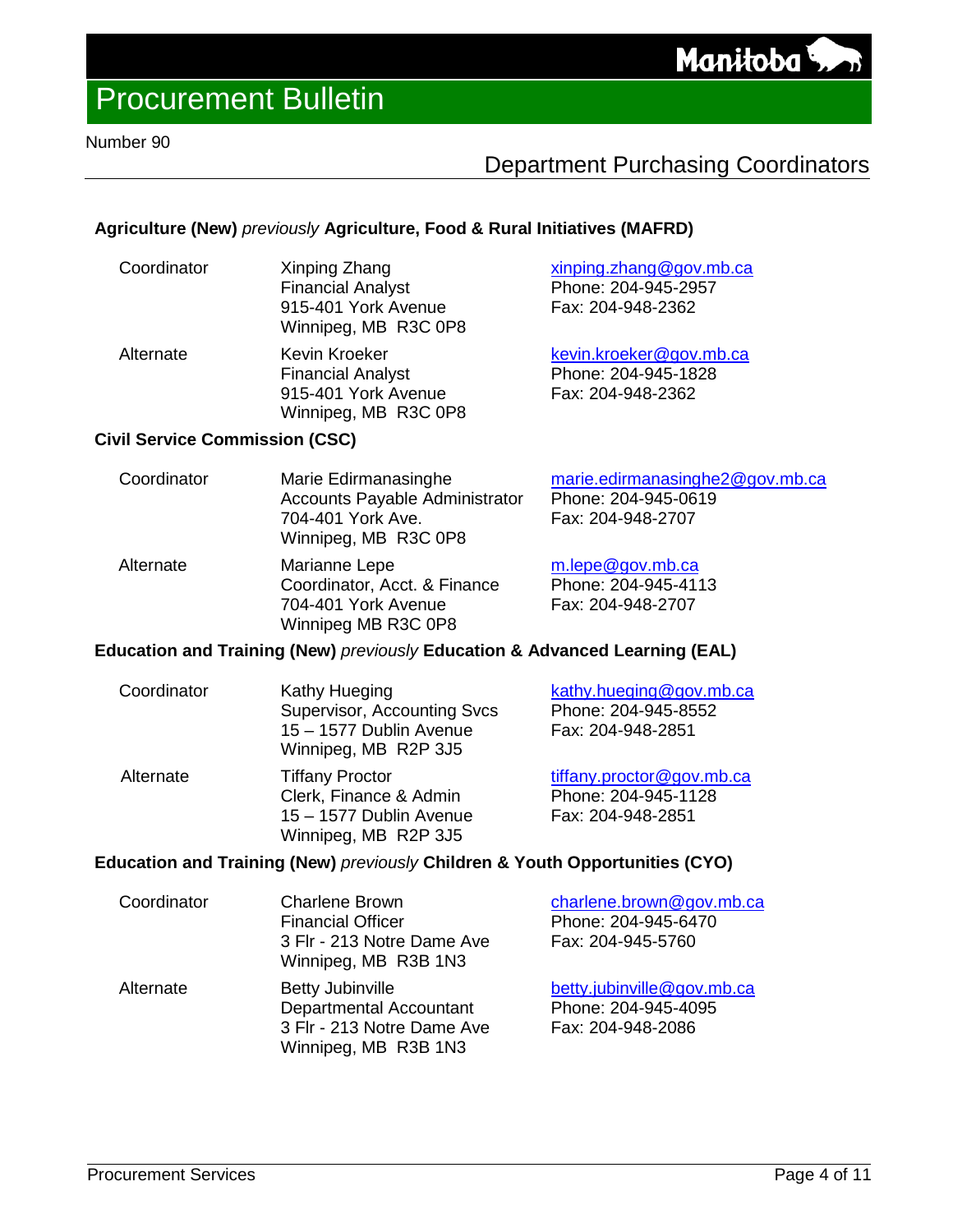# Procurement Bulletin

Number 90

## Department Purchasing Coordinators

### Agriculture (New) *previously* Agriculture, Food & Rural Initiatives (MAFRD)

| | | |
|---|---|---|
| Coordinator | Xinping Zhang<br>Financial Analyst<br>915-401 York Avenue<br>Winnipeg, MB  R3C 0P8 | xinping.zhang@gov.mb.ca<br>Phone: 204-945-2957<br>Fax: 204-948-2362 |
| Alternate | Kevin Kroeker<br>Financial Analyst<br>915-401 York Avenue<br>Winnipeg, MB  R3C 0P8 | kevin.kroeker@gov.mb.ca<br>Phone: 204-945-1828<br>Fax: 204-948-2362 |

### Civil Service Commission (CSC)

| | | |
|---|---|---|
| Coordinator | Marie Edirmanasinghe<br>Accounts Payable Administrator<br>704-401 York Ave.<br>Winnipeg, MB  R3C 0P8 | marie.edirmanasinghe2@gov.mb.ca<br>Phone: 204-945-0619<br>Fax: 204-948-2707 |
| Alternate | Marianne Lepe<br>Coordinator, Acct. & Finance<br>704-401 York Avenue<br>Winnipeg MB R3C 0P8 | m.lepe@gov.mb.ca<br>Phone: 204-945-4113<br>Fax: 204-948-2707 |

### Education and Training (New) *previously* Education & Advanced Learning (EAL)

| | | |
|---|---|---|
| Coordinator | Kathy Hueging<br>Supervisor, Accounting Svcs<br>15 – 1577 Dublin Avenue<br>Winnipeg, MB  R2P 3J5 | kathy.hueging@gov.mb.ca<br>Phone: 204-945-8552<br>Fax: 204-948-2851 |
| Alternate | Tiffany Proctor<br>Clerk, Finance & Admin<br>15 – 1577 Dublin Avenue<br>Winnipeg, MB  R2P 3J5 | tiffany.proctor@gov.mb.ca<br>Phone: 204-945-1128<br>Fax: 204-948-2851 |

### Education and Training (New) *previously* Children & Youth Opportunities (CYO)

| | | |
|---|---|---|
| Coordinator | Charlene Brown<br>Financial Officer<br>3 Flr - 213 Notre Dame Ave<br>Winnipeg, MB  R3B 1N3 | charlene.brown@gov.mb.ca<br>Phone: 204-945-6470<br>Fax: 204-945-5760 |
| Alternate | Betty Jubinville<br>Departmental Accountant<br>3 Flr - 213 Notre Dame Ave<br>Winnipeg, MB  R3B 1N3 | betty.jubinville@gov.mb.ca<br>Phone: 204-945-4095<br>Fax: 204-948-2086 |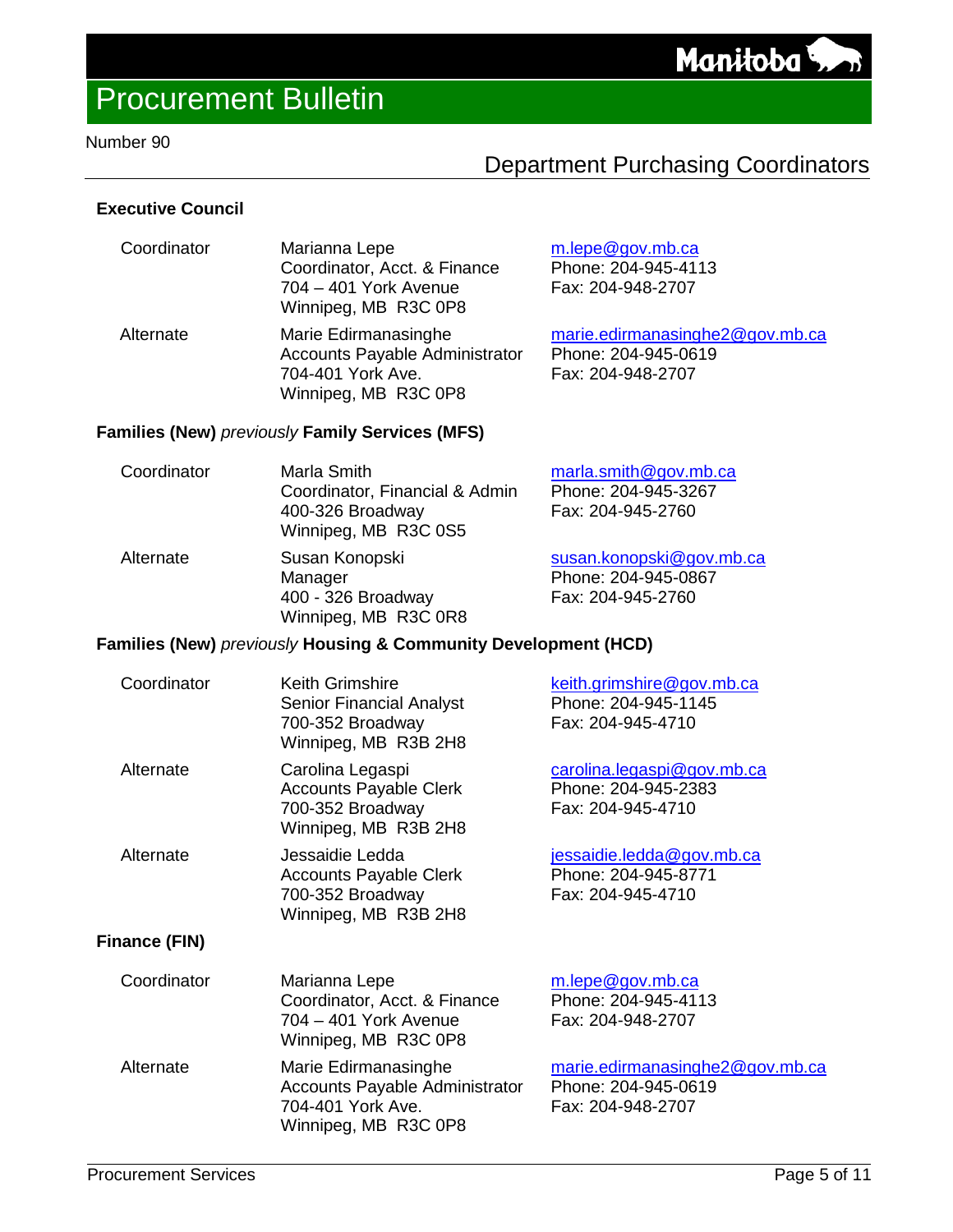# Procurement Bulletin

Number 90

## Department Purchasing Coordinators

### Executive Council

| | | |
|---|---|---|
| Coordinator | Marianna Lepe<br>Coordinator, Acct. & Finance<br>704 – 401 York Avenue<br>Winnipeg, MB R3C 0P8 | m.lepe@gov.mb.ca<br>Phone: 204-945-4113<br>Fax: 204-948-2707 |
| Alternate | Marie Edirmanasinghe<br>Accounts Payable Administrator<br>704-401 York Ave.<br>Winnipeg, MB R3C 0P8 | marie.edirmanasinghe2@gov.mb.ca<br>Phone: 204-945-0619<br>Fax: 204-948-2707 |

### Families (New) *previously* Family Services (MFS)

| | | |
|---|---|---|
| Coordinator | Marla Smith<br>Coordinator, Financial & Admin<br>400-326 Broadway<br>Winnipeg, MB R3C 0S5 | marla.smith@gov.mb.ca<br>Phone: 204-945-3267<br>Fax: 204-945-2760 |
| Alternate | Susan Konopski<br>Manager<br>400 - 326 Broadway<br>Winnipeg, MB R3C 0R8 | susan.konopski@gov.mb.ca<br>Phone: 204-945-0867<br>Fax: 204-945-2760 |

### Families (New) *previously* Housing & Community Development (HCD)

| | | |
|---|---|---|
| Coordinator | Keith Grimshire<br>Senior Financial Analyst<br>700-352 Broadway<br>Winnipeg, MB R3B 2H8 | keith.grimshire@gov.mb.ca<br>Phone: 204-945-1145<br>Fax: 204-945-4710 |
| Alternate | Carolina Legaspi<br>Accounts Payable Clerk<br>700-352 Broadway<br>Winnipeg, MB R3B 2H8 | carolina.legaspi@gov.mb.ca<br>Phone: 204-945-2383<br>Fax: 204-945-4710 |
| Alternate | Jessaidie Ledda<br>Accounts Payable Clerk<br>700-352 Broadway<br>Winnipeg, MB R3B 2H8 | jessaidie.ledda@gov.mb.ca<br>Phone: 204-945-8771<br>Fax: 204-945-4710 |

### Finance (FIN)

| | | |
|---|---|---|
| Coordinator | Marianna Lepe<br>Coordinator, Acct. & Finance<br>704 – 401 York Avenue<br>Winnipeg, MB R3C 0P8 | m.lepe@gov.mb.ca<br>Phone: 204-945-4113<br>Fax: 204-948-2707 |
| Alternate | Marie Edirmanasinghe<br>Accounts Payable Administrator<br>704-401 York Ave.<br>Winnipeg, MB R3C 0P8 | marie.edirmanasinghe2@gov.mb.ca<br>Phone: 204-945-0619<br>Fax: 204-948-2707 |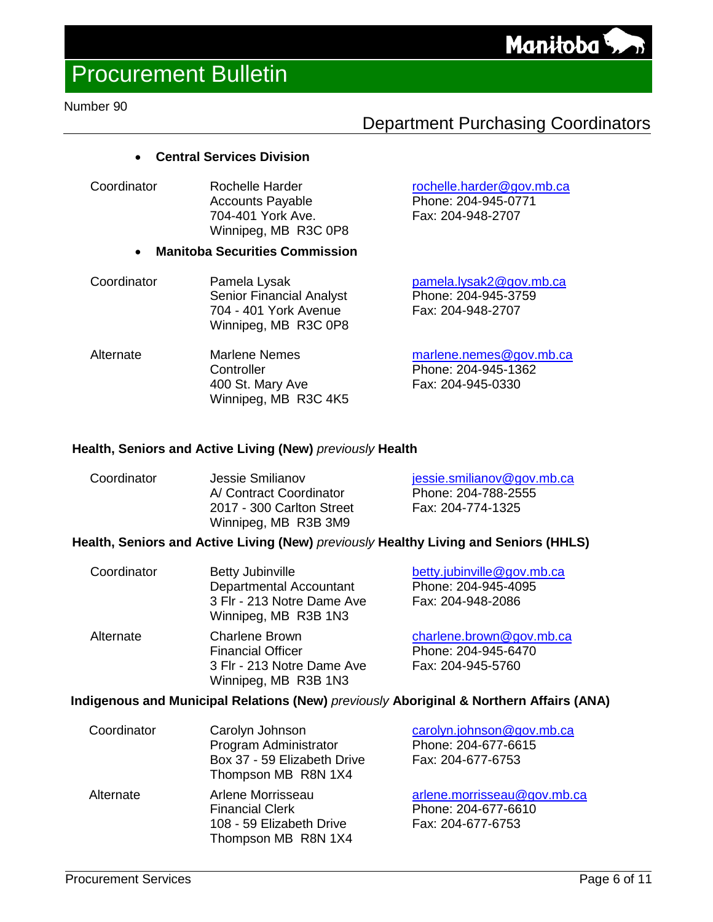- **Central Services Division**

| | | |
|---|---|---|
| Coordinator | Rochelle Harder<br>Accounts Payable<br>704-401 York Ave.<br>Winnipeg, MB R3C 0P8 | rochelle.harder@gov.mb.ca<br>Phone: 204-945-0771<br>Fax: 204-948-2707 |

- **Manitoba Securities Commission**

| | | |
|---|---|---|
| Coordinator | Pamela Lysak<br>Senior Financial Analyst<br>704 - 401 York Avenue<br>Winnipeg, MB R3C 0P8 | pamela.lysak2@gov.mb.ca<br>Phone: 204-945-3759<br>Fax: 204-948-2707 |
| Alternate | Marlene Nemes<br>Controller<br>400 St. Mary Ave<br>Winnipeg, MB R3C 4K5 | marlene.nemes@gov.mb.ca<br>Phone: 204-945-1362<br>Fax: 204-945-0330 |

**Health, Seniors and Active Living (New)** *previously* **Health**

| | | |
|---|---|---|
| Coordinator | Jessie Smilianov<br>A/ Contract Coordinator<br>2017 - 300 Carlton Street<br>Winnipeg, MB R3B 3M9 | jessie.smilianov@gov.mb.ca<br>Phone: 204-788-2555<br>Fax: 204-774-1325 |

**Health, Seniors and Active Living (New)** *previously* **Healthy Living and Seniors (HHLS)**

| | | |
|---|---|---|
| Coordinator | Betty Jubinville<br>Departmental Accountant<br>3 Flr - 213 Notre Dame Ave<br>Winnipeg, MB R3B 1N3 | betty.jubinville@gov.mb.ca<br>Phone: 204-945-4095<br>Fax: 204-948-2086 |
| Alternate | Charlene Brown<br>Financial Officer<br>3 Flr - 213 Notre Dame Ave<br>Winnipeg, MB R3B 1N3 | charlene.brown@gov.mb.ca<br>Phone: 204-945-6470<br>Fax: 204-945-5760 |

**Indigenous and Municipal Relations (New)** *previously* **Aboriginal & Northern Affairs (ANA)**

| | | |
|---|---|---|
| Coordinator | Carolyn Johnson<br>Program Administrator<br>Box 37 - 59 Elizabeth Drive<br>Thompson MB R8N 1X4 | carolyn.johnson@gov.mb.ca<br>Phone: 204-677-6615<br>Fax: 204-677-6753 |
| Alternate | Arlene Morrisseau<br>Financial Clerk<br>108 - 59 Elizabeth Drive<br>Thompson MB R8N 1X4 | arlene.morrisseau@gov.mb.ca<br>Phone: 204-677-6610<br>Fax: 204-677-6753 |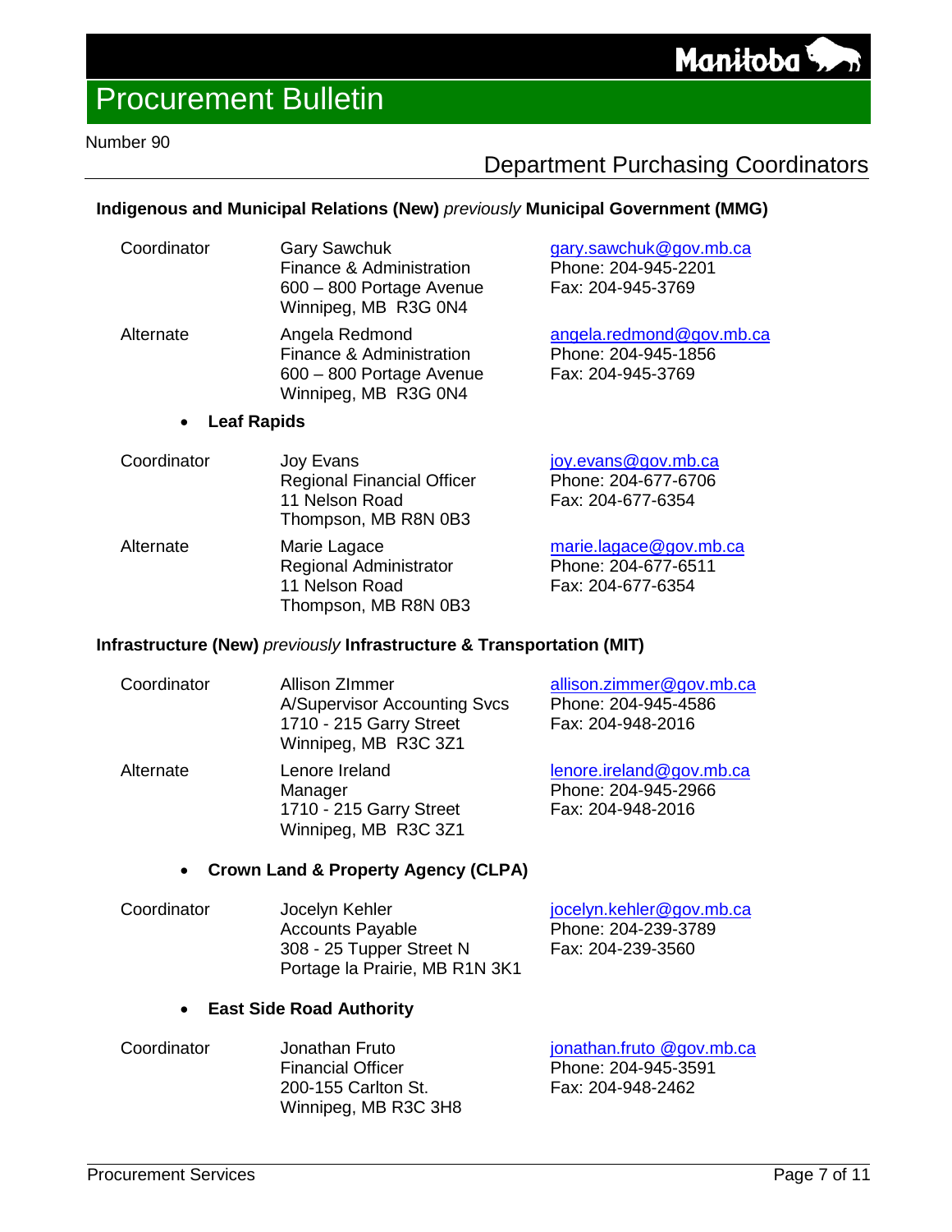# Procurement Bulletin

Number 90

## Department Purchasing Coordinators

**Indigenous and Municipal Relations (New)** *previously* **Municipal Government (MMG)**

| | | |
|---|---|---|
| Coordinator | Gary Sawchuk<br>Finance & Administration<br>600 – 800 Portage Avenue<br>Winnipeg, MB R3G 0N4 | gary.sawchuk@gov.mb.ca<br>Phone: 204-945-2201<br>Fax: 204-945-3769 |
| Alternate | Angela Redmond<br>Finance & Administration<br>600 – 800 Portage Avenue<br>Winnipeg, MB R3G 0N4 | angela.redmond@gov.mb.ca<br>Phone: 204-945-1856<br>Fax: 204-945-3769 |

- **Leaf Rapids**

| | | |
|---|---|---|
| Coordinator | Joy Evans<br>Regional Financial Officer<br>11 Nelson Road<br>Thompson, MB R8N 0B3 | joy.evans@gov.mb.ca<br>Phone: 204-677-6706<br>Fax: 204-677-6354 |
| Alternate | Marie Lagace<br>Regional Administrator<br>11 Nelson Road<br>Thompson, MB R8N 0B3 | marie.lagace@gov.mb.ca<br>Phone: 204-677-6511<br>Fax: 204-677-6354 |

**Infrastructure (New)** *previously* **Infrastructure & Transportation (MIT)**

| | | |
|---|---|---|
| Coordinator | Allison ZImmer<br>A/Supervisor Accounting Svcs<br>1710 - 215 Garry Street<br>Winnipeg, MB R3C 3Z1 | allison.zimmer@gov.mb.ca<br>Phone: 204-945-4586<br>Fax: 204-948-2016 |
| Alternate | Lenore Ireland<br>Manager<br>1710 - 215 Garry Street<br>Winnipeg, MB R3C 3Z1 | lenore.ireland@gov.mb.ca<br>Phone: 204-945-2966<br>Fax: 204-948-2016 |

- **Crown Land & Property Agency (CLPA)**

| | | |
|---|---|---|
| Coordinator | Jocelyn Kehler<br>Accounts Payable<br>308 - 25 Tupper Street N<br>Portage la Prairie, MB R1N 3K1 | jocelyn.kehler@gov.mb.ca<br>Phone: 204-239-3789<br>Fax: 204-239-3560 |

- **East Side Road Authority**

| | | |
|---|---|---|
| Coordinator | Jonathan Fruto<br>Financial Officer<br>200-155 Carlton St.<br>Winnipeg, MB R3C 3H8 | jonathan.fruto @gov.mb.ca<br>Phone: 204-945-3591<br>Fax: 204-948-2462 |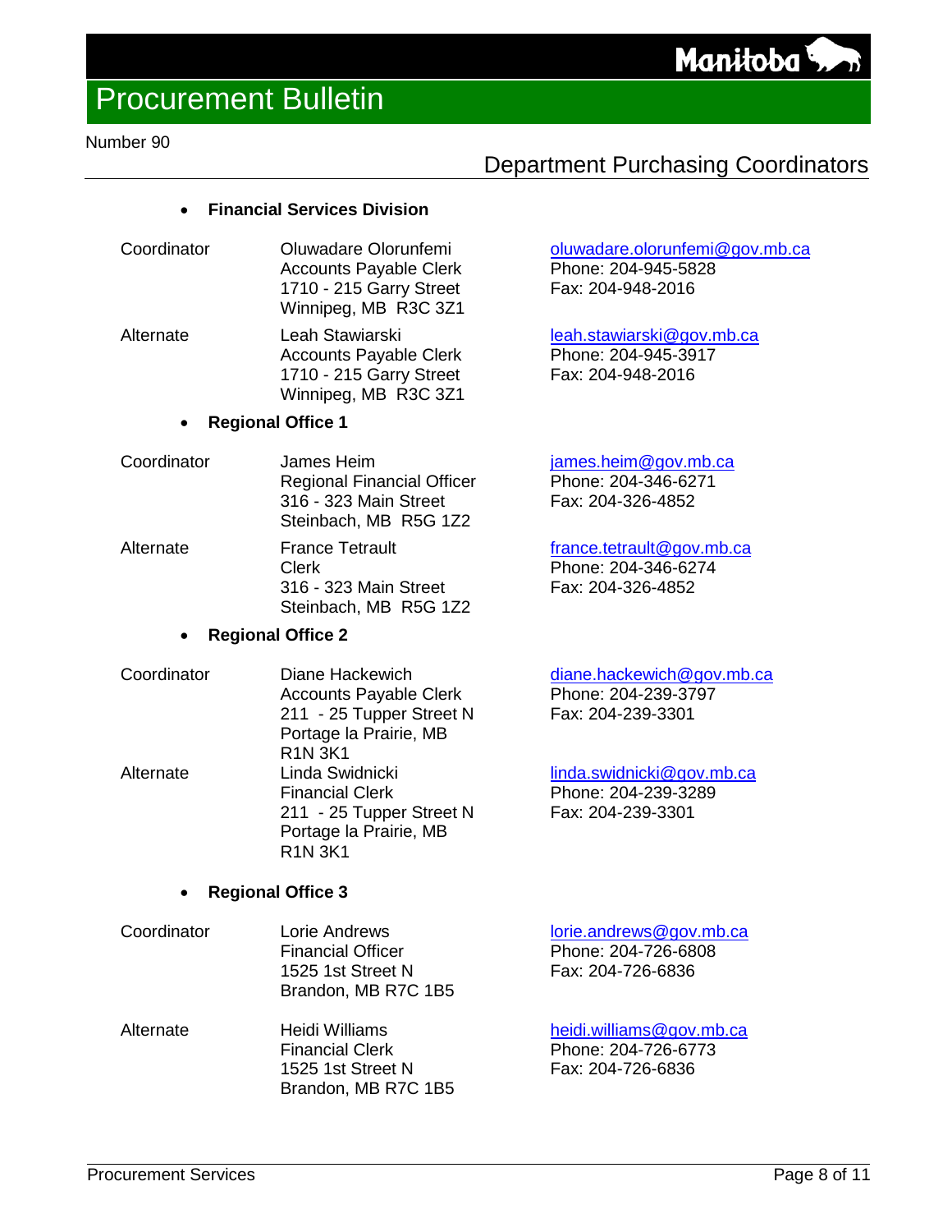## Department Purchasing Coordinators

- **Financial Services Division**

| | | |
|---|---|---|
| Coordinator | Oluwadare Olorunfemi<br>Accounts Payable Clerk<br>1710 - 215 Garry Street<br>Winnipeg, MB R3C 3Z1 | oluwadare.olorunfemi@gov.mb.ca<br>Phone: 204-945-5828<br>Fax: 204-948-2016 |
| Alternate | Leah Stawiarski<br>Accounts Payable Clerk<br>1710 - 215 Garry Street<br>Winnipeg, MB R3C 3Z1 | leah.stawiarski@gov.mb.ca<br>Phone: 204-945-3917<br>Fax: 204-948-2016 |

- **Regional Office 1**

| | | |
|---|---|---|
| Coordinator | James Heim<br>Regional Financial Officer<br>316 - 323 Main Street<br>Steinbach, MB R5G 1Z2 | james.heim@gov.mb.ca<br>Phone: 204-346-6271<br>Fax: 204-326-4852 |
| Alternate | France Tetrault<br>Clerk<br>316 - 323 Main Street<br>Steinbach, MB R5G 1Z2 | france.tetrault@gov.mb.ca<br>Phone: 204-346-6274<br>Fax: 204-326-4852 |

- **Regional Office 2**

| | | |
|---|---|---|
| Coordinator | Diane Hackewich<br>Accounts Payable Clerk<br>211 - 25 Tupper Street N<br>Portage la Prairie, MB<br>R1N 3K1 | diane.hackewich@gov.mb.ca<br>Phone: 204-239-3797<br>Fax: 204-239-3301 |
| Alternate | Linda Swidnicki<br>Financial Clerk<br>211 - 25 Tupper Street N<br>Portage la Prairie, MB<br>R1N 3K1 | linda.swidnicki@gov.mb.ca<br>Phone: 204-239-3289<br>Fax: 204-239-3301 |

- **Regional Office 3**

| | | |
|---|---|---|
| Coordinator | Lorie Andrews<br>Financial Officer<br>1525 1st Street N<br>Brandon, MB R7C 1B5 | lorie.andrews@gov.mb.ca<br>Phone: 204-726-6808<br>Fax: 204-726-6836 |
| Alternate | Heidi Williams<br>Financial Clerk<br>1525 1st Street N<br>Brandon, MB R7C 1B5 | heidi.williams@gov.mb.ca<br>Phone: 204-726-6773<br>Fax: 204-726-6836 |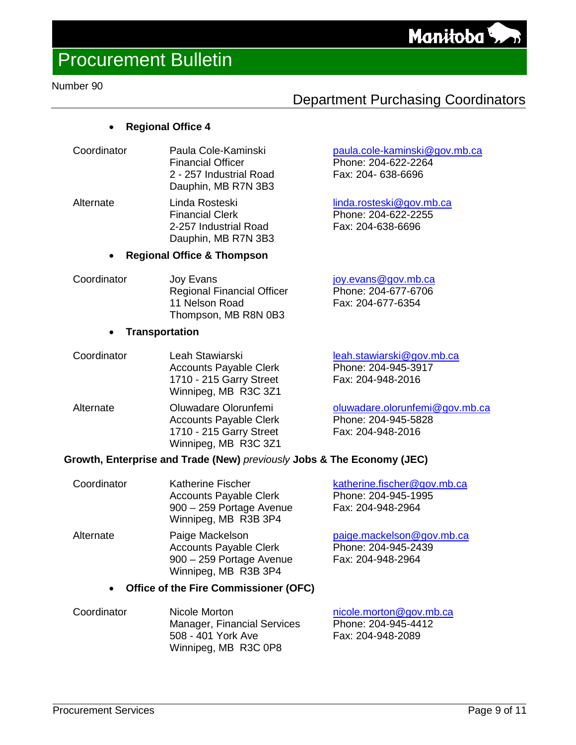- **Regional Office 4**

| | | |
|---|---|---|
| Coordinator | Paula Cole-Kaminski<br>Financial Officer<br>2 - 257 Industrial Road<br>Dauphin, MB R7N 3B3 | paula.cole-kaminski@gov.mb.ca<br>Phone: 204-622-2264<br>Fax: 204- 638-6696 |
| Alternate | Linda Rosteski<br>Financial Clerk<br>2-257 Industrial Road<br>Dauphin, MB R7N 3B3 | linda.rosteski@gov.mb.ca<br>Phone: 204-622-2255<br>Fax: 204-638-6696 |

- **Regional Office & Thompson**

| | | |
|---|---|---|
| Coordinator | Joy Evans<br>Regional Financial Officer<br>11 Nelson Road<br>Thompson, MB R8N 0B3 | joy.evans@gov.mb.ca<br>Phone: 204-677-6706<br>Fax: 204-677-6354 |

- **Transportation**

| | | |
|---|---|---|
| Coordinator | Leah Stawiarski<br>Accounts Payable Clerk<br>1710 - 215 Garry Street<br>Winnipeg, MB R3C 3Z1 | leah.stawiarski@gov.mb.ca<br>Phone: 204-945-3917<br>Fax: 204-948-2016 |
| Alternate | Oluwadare Olorunfemi<br>Accounts Payable Clerk<br>1710 - 215 Garry Street<br>Winnipeg, MB R3C 3Z1 | oluwadare.olorunfemi@gov.mb.ca<br>Phone: 204-945-5828<br>Fax: 204-948-2016 |

**Growth, Enterprise and Trade (New)** *previously* **Jobs & The Economy (JEC)**

| | | |
|---|---|---|
| Coordinator | Katherine Fischer<br>Accounts Payable Clerk<br>900 – 259 Portage Avenue<br>Winnipeg, MB R3B 3P4 | katherine.fischer@gov.mb.ca<br>Phone: 204-945-1995<br>Fax: 204-948-2964 |
| Alternate | Paige Mackelson<br>Accounts Payable Clerk<br>900 – 259 Portage Avenue<br>Winnipeg, MB R3B 3P4 | paige.mackelson@gov.mb.ca<br>Phone: 204-945-2439<br>Fax: 204-948-2964 |

- **Office of the Fire Commissioner (OFC)**

| | | |
|---|---|---|
| Coordinator | Nicole Morton<br>Manager, Financial Services<br>508 - 401 York Ave<br>Winnipeg, MB R3C 0P8 | nicole.morton@gov.mb.ca<br>Phone: 204-945-4412<br>Fax: 204-948-2089 |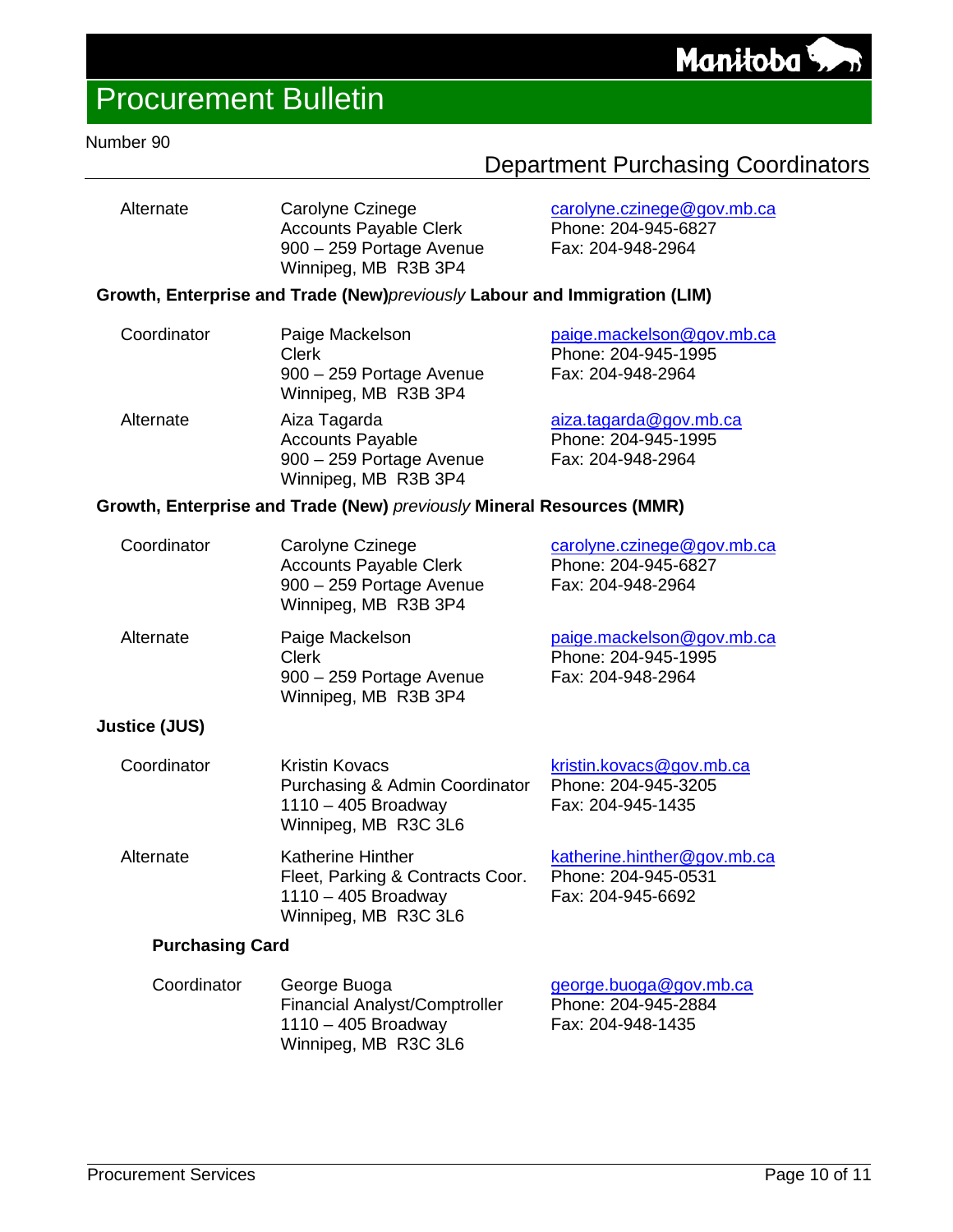| | | |
|---|---|---|
| Alternate | Carolyne Czinege<br>Accounts Payable Clerk<br>900 – 259 Portage Avenue<br>Winnipeg, MB R3B 3P4 | carolyne.czinege@gov.mb.ca<br>Phone: 204-945-6827<br>Fax: 204-948-2964 |

**Growth, Enterprise and Trade (New)***previously* **Labour and Immigration (LIM)**

| | | |
|---|---|---|
| Coordinator | Paige Mackelson<br>Clerk<br>900 – 259 Portage Avenue<br>Winnipeg, MB R3B 3P4 | paige.mackelson@gov.mb.ca<br>Phone: 204-945-1995<br>Fax: 204-948-2964 |
| Alternate | Aiza Tagarda<br>Accounts Payable<br>900 – 259 Portage Avenue<br>Winnipeg, MB R3B 3P4 | aiza.tagarda@gov.mb.ca<br>Phone: 204-945-1995<br>Fax: 204-948-2964 |

**Growth, Enterprise and Trade (New)** *previously* **Mineral Resources (MMR)**

| | | |
|---|---|---|
| Coordinator | Carolyne Czinege<br>Accounts Payable Clerk<br>900 – 259 Portage Avenue<br>Winnipeg, MB R3B 3P4 | carolyne.czinege@gov.mb.ca<br>Phone: 204-945-6827<br>Fax: 204-948-2964 |
| Alternate | Paige Mackelson<br>Clerk<br>900 – 259 Portage Avenue<br>Winnipeg, MB R3B 3P4 | paige.mackelson@gov.mb.ca<br>Phone: 204-945-1995<br>Fax: 204-948-2964 |

**Justice (JUS)**

| | | |
|---|---|---|
| Coordinator | Kristin Kovacs<br>Purchasing & Admin Coordinator<br>1110 – 405 Broadway<br>Winnipeg, MB R3C 3L6 | kristin.kovacs@gov.mb.ca<br>Phone: 204-945-3205<br>Fax: 204-945-1435 |
| Alternate | Katherine Hinther<br>Fleet, Parking & Contracts Coor.<br>1110 – 405 Broadway<br>Winnipeg, MB R3C 3L6 | katherine.hinther@gov.mb.ca<br>Phone: 204-945-0531<br>Fax: 204-945-6692 |

**Purchasing Card**

| | | |
|---|---|---|
| Coordinator | George Buoga<br>Financial Analyst/Comptroller<br>1110 – 405 Broadway<br>Winnipeg, MB R3C 3L6 | george.buoga@gov.mb.ca<br>Phone: 204-945-2884<br>Fax: 204-948-1435 |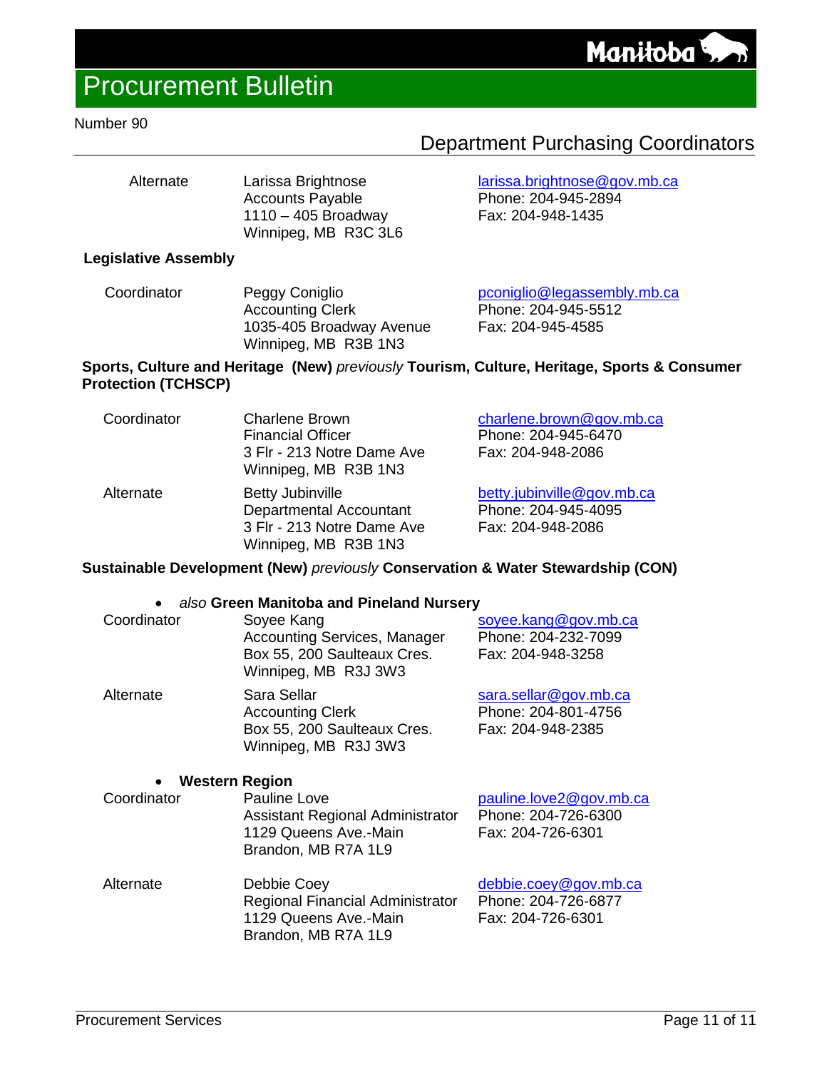# Procurement Bulletin

Number 90

## Department Purchasing Coordinators

| | | |
|---|---|---|
| Alternate | Larissa Brightnose<br>Accounts Payable<br>1110 – 405 Broadway<br>Winnipeg, MB R3C 3L6 | larissa.brightnose@gov.mb.ca<br>Phone: 204-945-2894<br>Fax: 204-948-1435 |

**Legislative Assembly**

| | | |
|---|---|---|
| Coordinator | Peggy Coniglio<br>Accounting Clerk<br>1035-405 Broadway Avenue<br>Winnipeg, MB R3B 1N3 | pconiglio@legassembly.mb.ca<br>Phone: 204-945-5512<br>Fax: 204-945-4585 |

**Sports, Culture and Heritage (New)** *previously* **Tourism, Culture, Heritage, Sports & Consumer Protection (TCHSCP)**

| | | |
|---|---|---|
| Coordinator | Charlene Brown<br>Financial Officer<br>3 Flr - 213 Notre Dame Ave<br>Winnipeg, MB R3B 1N3 | charlene.brown@gov.mb.ca<br>Phone: 204-945-6470<br>Fax: 204-948-2086 |
| Alternate | Betty Jubinville<br>Departmental Accountant<br>3 Flr - 213 Notre Dame Ave<br>Winnipeg, MB R3B 1N3 | betty.jubinville@gov.mb.ca<br>Phone: 204-945-4095<br>Fax: 204-948-2086 |

**Sustainable Development (New)** *previously* **Conservation & Water Stewardship (CON)**

- *also* **Green Manitoba and Pineland Nursery**

| | | |
|---|---|---|
| Coordinator | Soyee Kang<br>Accounting Services, Manager<br>Box 55, 200 Saulteaux Cres.<br>Winnipeg, MB R3J 3W3 | soyee.kang@gov.mb.ca<br>Phone: 204-232-7099<br>Fax: 204-948-3258 |
| Alternate | Sara Sellar<br>Accounting Clerk<br>Box 55, 200 Saulteaux Cres.<br>Winnipeg, MB R3J 3W3 | sara.sellar@gov.mb.ca<br>Phone: 204-801-4756<br>Fax: 204-948-2385 |

- **Western Region**

| | | |
|---|---|---|
| Coordinator | Pauline Love<br>Assistant Regional Administrator<br>1129 Queens Ave.-Main<br>Brandon, MB R7A 1L9 | pauline.love2@gov.mb.ca<br>Phone: 204-726-6300<br>Fax: 204-726-6301 |
| Alternate | Debbie Coey<br>Regional Financial Administrator<br>1129 Queens Ave.-Main<br>Brandon, MB R7A 1L9 | debbie.coey@gov.mb.ca<br>Phone: 204-726-6877<br>Fax: 204-726-6301 |